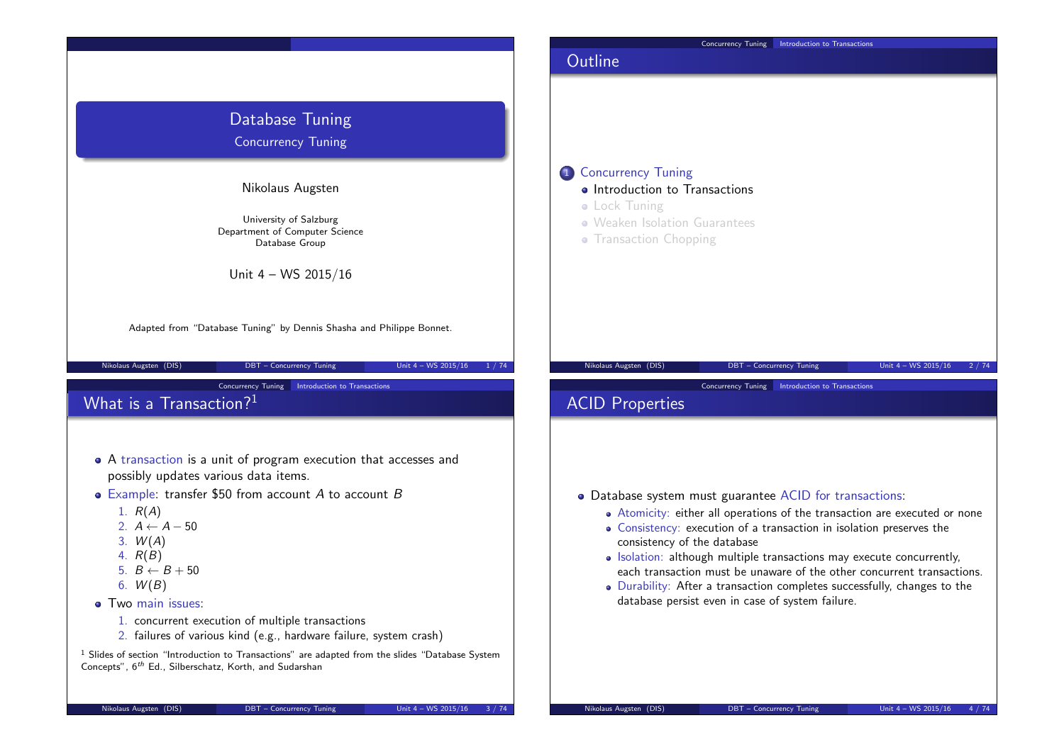# Database Tuning

## Concurrency Tuning

Nikolaus Augsten

University of Salzburg
Department of Computer Science
Database Group

Unit 4 – WS 2015/16

Adapted from "Database Tuning" by Dennis Shasha and Philippe Bonnet.

## Outline

1. Concurrency Tuning
   - Introduction to Transactions
   - Lock Tuning
   - Weaken Isolation Guarantees
   - Transaction Chopping

## What is a Transaction?[1]

- A transaction is a unit of program execution that accesses and possibly updates various data items.
- Example: transfer $50 from account $A$ to account $B$
  1. $R(A)$
  2. $A \leftarrow A - 50$
  3. $W(A)$
  4. $R(B)$
  5. $B \leftarrow B + 50$
  6. $W(B)$
- Two main issues:
  1. concurrent execution of multiple transactions
  2. failures of various kind (e.g., hardware failure, system crash)

[1] Slides of section "Introduction to Transactions" are adapted from the slides "Database System Concepts", $6^{th}$ Ed., Silberschatz, Korth, and Sudarshan

## ACID Properties

- Database system must guarantee ACID for transactions:
  - Atomicity: either all operations of the transaction are executed or none
  - Consistency: execution of a transaction in isolation preserves the consistency of the database
  - Isolation: although multiple transactions may execute concurrently, each transaction must be unaware of the other concurrent transactions.
  - Durability: After a transaction completes successfully, changes to the database persist even in case of system failure.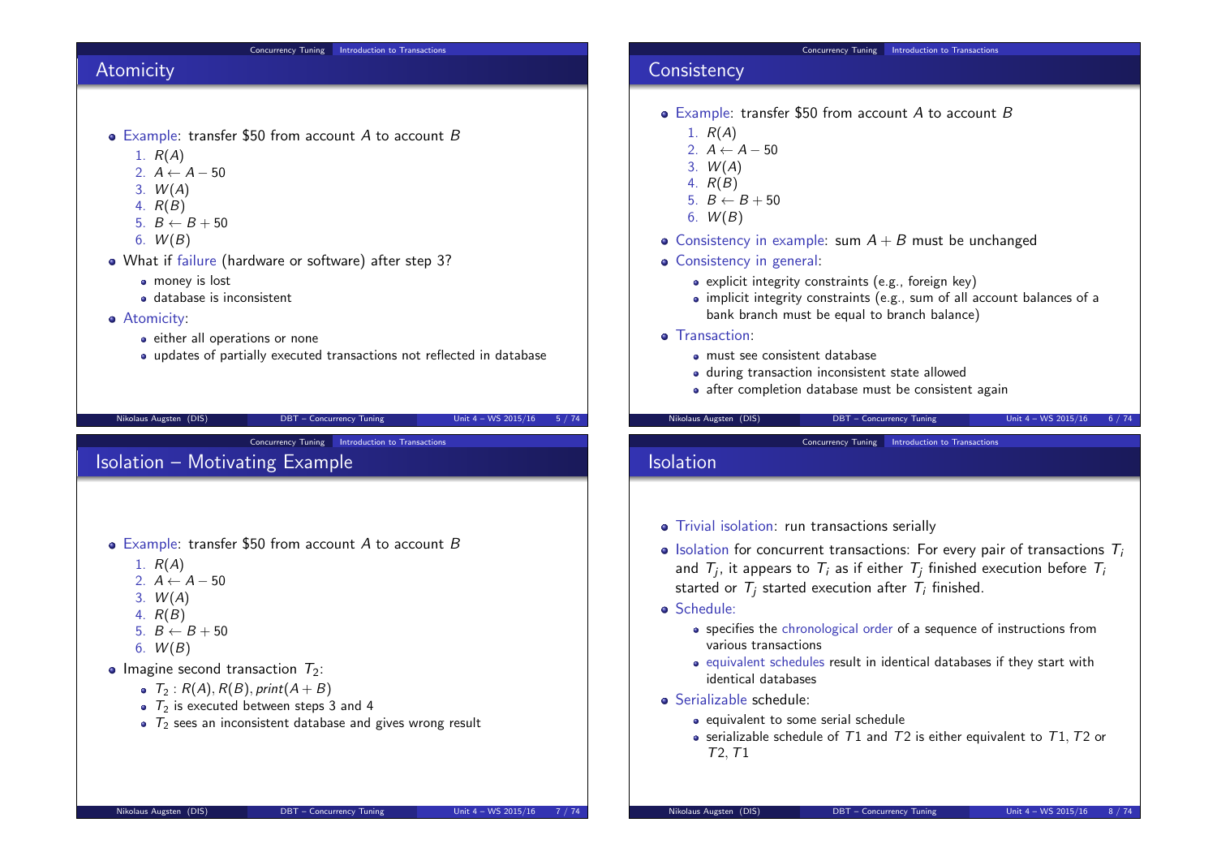## Atomicity

- Example: transfer $50 from account $A$ to account $B$
  1. $R(A)$
  2. $A \leftarrow A - 50$
  3. $W(A)$
  4. $R(B)$
  5. $B \leftarrow B + 50$
  6. $W(B)$
- What if failure (hardware or software) after step 3?
  - money is lost
  - database is inconsistent
- Atomicity:
  - either all operations or none
  - updates of partially executed transactions not reflected in database

## Consistency

- Example: transfer $50 from account $A$ to account $B$
  1. $R(A)$
  2. $A \leftarrow A - 50$
  3. $W(A)$
  4. $R(B)$
  5. $B \leftarrow B + 50$
  6. $W(B)$
- Consistency in example: sum $A + B$ must be unchanged
- Consistency in general:
  - explicit integrity constraints (e.g., foreign key)
  - implicit integrity constraints (e.g., sum of all account balances of a bank branch must be equal to branch balance)
- Transaction:
  - must see consistent database
  - during transaction inconsistent state allowed
  - after completion database must be consistent again

## Isolation – Motivating Example

- Example: transfer $50 from account $A$ to account $B$
  1. $R(A)$
  2. $A \leftarrow A - 50$
  3. $W(A)$
  4. $R(B)$
  5. $B \leftarrow B + 50$
  6. $W(B)$
- Imagine second transaction $T_2$:
  - $T_2 : R(A), R(B), print(A + B)$
  - $T_2$ is executed between steps 3 and 4
  - $T_2$ sees an inconsistent database and gives wrong result

## Isolation

- Trivial isolation: run transactions serially
- Isolation for concurrent transactions: For every pair of transactions $T_i$ and $T_j$, it appears to $T_i$ as if either $T_j$ finished execution before $T_i$ started or $T_j$ started execution after $T_i$ finished.
- Schedule:
  - specifies the chronological order of a sequence of instructions from various transactions
  - equivalent schedules result in identical databases if they start with identical databases
- Serializable schedule:
  - equivalent to some serial schedule
  - serializable schedule of $T1$ and $T2$ is either equivalent to $T1, T2$ or $T2, T1$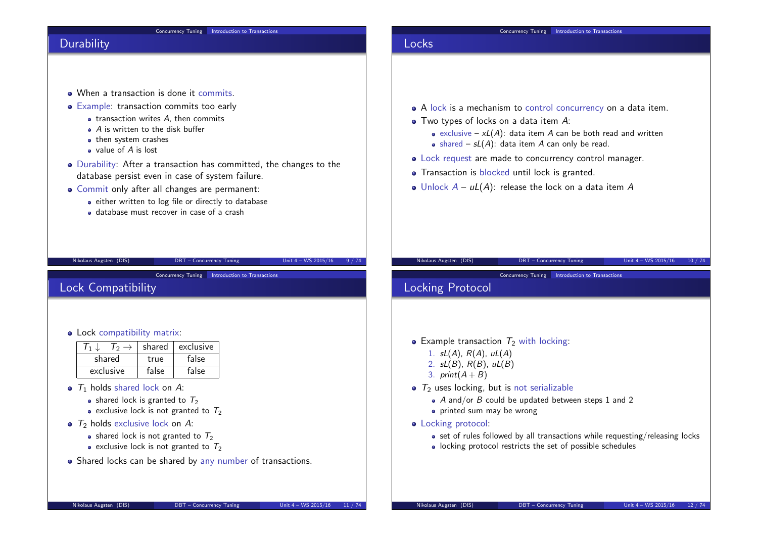## Durability

- When a transaction is done it commits.
- Example: transaction commits too early
  - transaction writes $A$, then commits
  - $A$ is written to the disk buffer
  - then system crashes
  - value of $A$ is lost
- Durability: After a transaction has committed, the changes to the database persist even in case of system failure.
- Commit only after all changes are permanent:
  - either written to log file or directly to database
  - database must recover in case of a crash

## Locks

- A lock is a mechanism to control concurrency on a data item.
- Two types of locks on a data item $A$:
  - exclusive – $xL(A)$: data item $A$ can be both read and written
  - shared – $sL(A)$: data item $A$ can only be read.
- Lock request are made to concurrency control manager.
- Transaction is blocked until lock is granted.
- Unlock $A$ – $uL(A)$: release the lock on a data item $A$

## Lock Compatibility

- Lock compatibility matrix:

| $T_1 \downarrow \quad T_2 \rightarrow$ | shared | exclusive |
|---|---|---|
| shared | true | false |
| exclusive | false | false |

- $T_1$ holds shared lock on $A$:
  - shared lock is granted to $T_2$
  - exclusive lock is not granted to $T_2$
- $T_2$ holds exclusive lock on $A$:
  - shared lock is not granted to $T_2$
  - exclusive lock is not granted to $T_2$
- Shared locks can be shared by any number of transactions.

## Locking Protocol

- Example transaction $T_2$ with locking:
  1. $sL(A)$, $R(A)$, $uL(A)$
  2. $sL(B)$, $R(B)$, $uL(B)$
  3. $print(A + B)$
- $T_2$ uses locking, but is not serializable
  - $A$ and/or $B$ could be updated between steps 1 and 2
  - printed sum may be wrong
- Locking protocol:
  - set of rules followed by all transactions while requesting/releasing locks
  - locking protocol restricts the set of possible schedules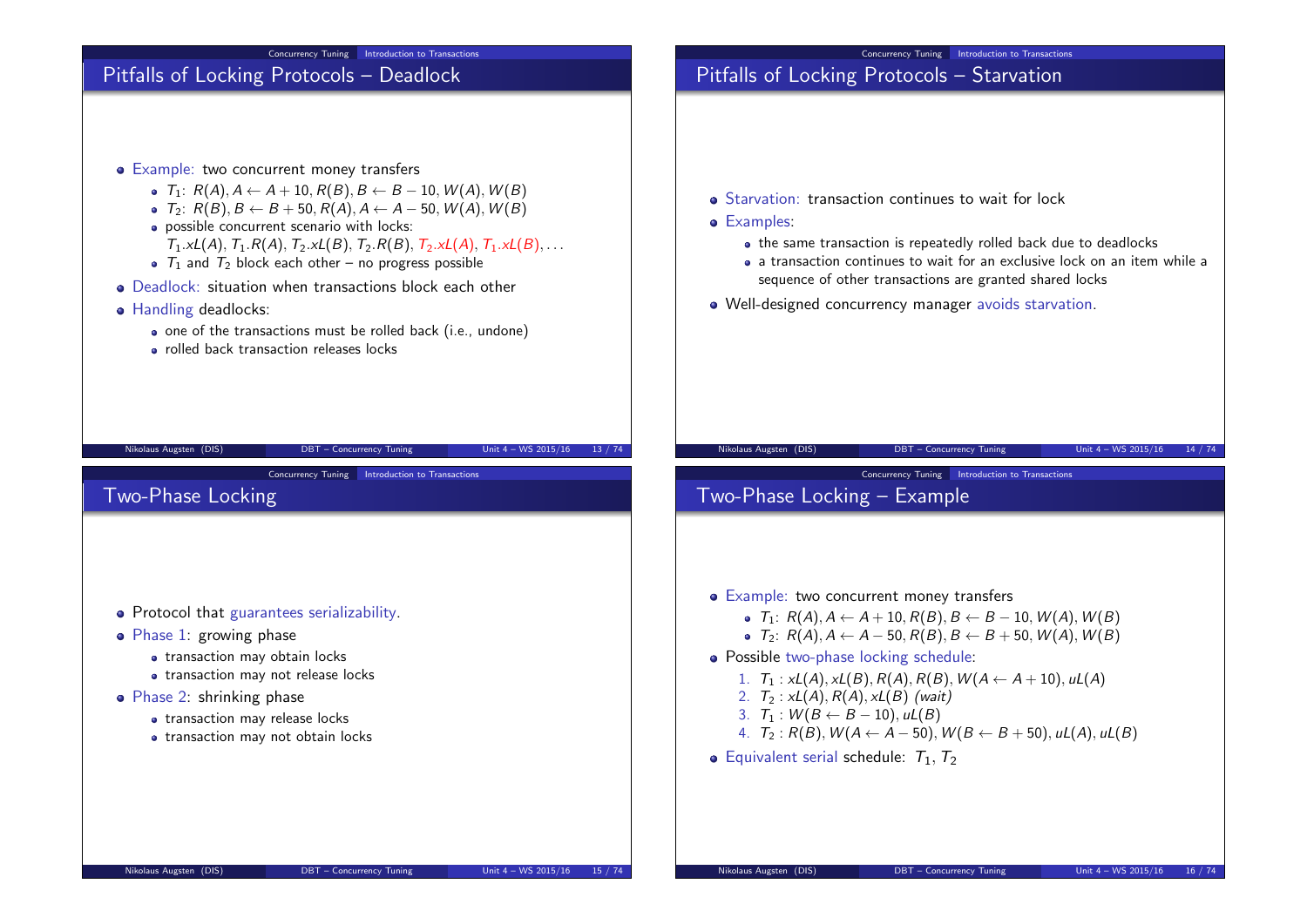## Pitfalls of Locking Protocols – Deadlock

- Example: two concurrent money transfers
  - $T_1$: $R(A), A \leftarrow A + 10, R(B), B \leftarrow B - 10, W(A), W(B)$
  - $T_2$: $R(B), B \leftarrow B + 50, R(A), A \leftarrow A - 50, W(A), W(B)$
  - possible concurrent scenario with locks:
    $T_1.xL(A), T_1.R(A), T_2.xL(B), T_2.R(B), T_2.xL(A), T_1.xL(B), \ldots$
  - $T_1$ and $T_2$ block each other – no progress possible
- Deadlock: situation when transactions block each other
- Handling deadlocks:
  - one of the transactions must be rolled back (i.e., undone)
  - rolled back transaction releases locks

## Pitfalls of Locking Protocols – Starvation

- Starvation: transaction continues to wait for lock
- Examples:
  - the same transaction is repeatedly rolled back due to deadlocks
  - a transaction continues to wait for an exclusive lock on an item while a sequence of other transactions are granted shared locks
- Well-designed concurrency manager avoids starvation.

## Two-Phase Locking

- Protocol that guarantees serializability.
- Phase 1: growing phase
  - transaction may obtain locks
  - transaction may not release locks
- Phase 2: shrinking phase
  - transaction may release locks
  - transaction may not obtain locks

## Two-Phase Locking – Example

- Example: two concurrent money transfers
  - $T_1$: $R(A), A \leftarrow A + 10, R(B), B \leftarrow B - 10, W(A), W(B)$
  - $T_2$: $R(A), A \leftarrow A - 50, R(B), B \leftarrow B + 50, W(A), W(B)$
- Possible two-phase locking schedule:
  1. $T_1 : xL(A), xL(B), R(A), R(B), W(A \leftarrow A + 10), uL(A)$
  2. $T_2 : xL(A), R(A), xL(B)$ *(wait)*
  3. $T_1 : W(B \leftarrow B - 10), uL(B)$
  4. $T_2 : R(B), W(A \leftarrow A - 50), W(B \leftarrow B + 50), uL(A), uL(B)$
- Equivalent serial schedule: $T_1, T_2$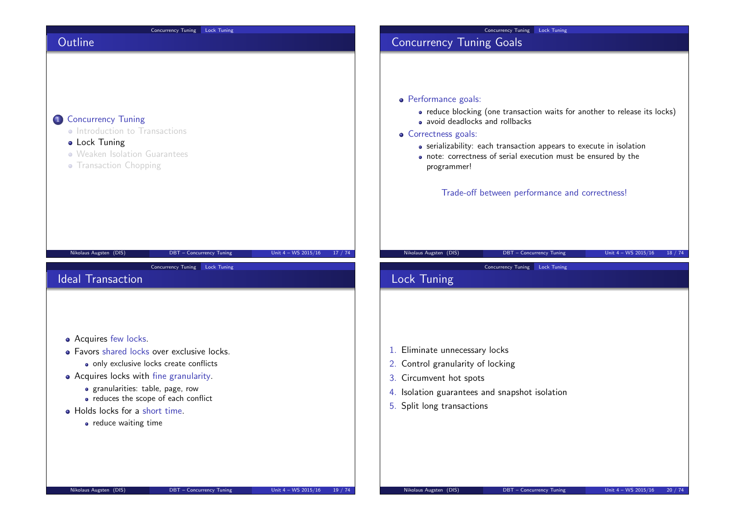## Outline

1. Concurrency Tuning
   - Introduction to Transactions
   - Lock Tuning
   - Weaken Isolation Guarantees
   - Transaction Chopping

## Concurrency Tuning Goals

- Performance goals:
  - reduce blocking (one transaction waits for another to release its locks)
  - avoid deadlocks and rollbacks
- Correctness goals:
  - serializability: each transaction appears to execute in isolation
  - note: correctness of serial execution must be ensured by the programmer!

Trade-off between performance and correctness!

## Ideal Transaction

- Acquires few locks.
- Favors shared locks over exclusive locks.
  - only exclusive locks create conflicts
- Acquires locks with fine granularity.
  - granularities: table, page, row
  - reduces the scope of each conflict
- Holds locks for a short time.
  - reduce waiting time

## Lock Tuning

1. Eliminate unnecessary locks
2. Control granularity of locking
3. Circumvent hot spots
4. Isolation guarantees and snapshot isolation
5. Split long transactions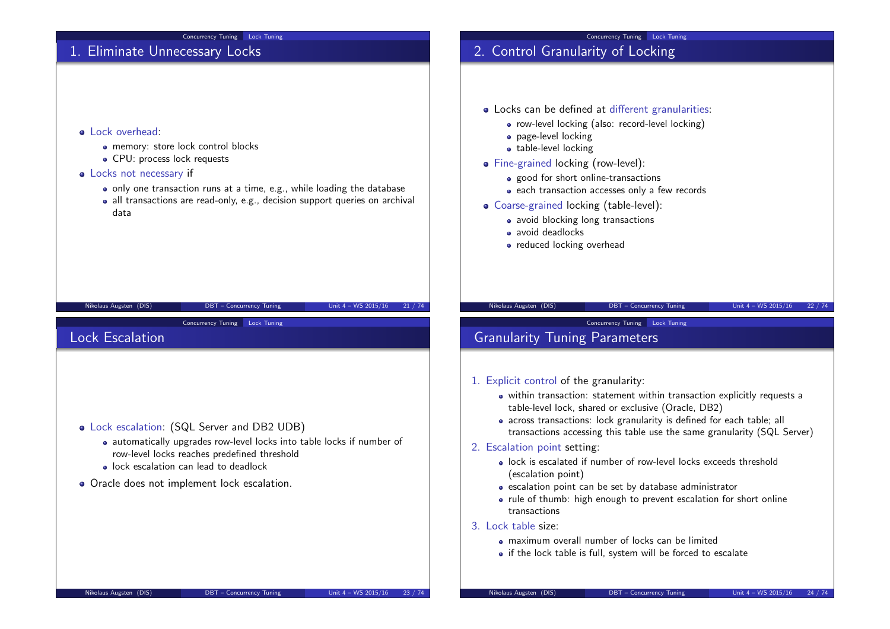## 1. Eliminate Unnecessary Locks

- Lock overhead:
  - memory: store lock control blocks
  - CPU: process lock requests
- Locks not necessary if
  - only one transaction runs at a time, e.g., while loading the database
  - all transactions are read-only, e.g., decision support queries on archival data

## 2. Control Granularity of Locking

- Locks can be defined at different granularities:
  - row-level locking (also: record-level locking)
  - page-level locking
  - table-level locking
- Fine-grained locking (row-level):
  - good for short online-transactions
  - each transaction accesses only a few records
- Coarse-grained locking (table-level):
  - avoid blocking long transactions
  - avoid deadlocks
  - reduced locking overhead

## Lock Escalation

- Lock escalation: (SQL Server and DB2 UDB)
  - automatically upgrades row-level locks into table locks if number of row-level locks reaches predefined threshold
  - lock escalation can lead to deadlock
- Oracle does not implement lock escalation.

## Granularity Tuning Parameters

1. Explicit control of the granularity:
   - within transaction: statement within transaction explicitly requests a table-level lock, shared or exclusive (Oracle, DB2)
   - across transactions: lock granularity is defined for each table; all transactions accessing this table use the same granularity (SQL Server)
2. Escalation point setting:
   - lock is escalated if number of row-level locks exceeds threshold (escalation point)
   - escalation point can be set by database administrator
   - rule of thumb: high enough to prevent escalation for short online transactions
3. Lock table size:
   - maximum overall number of locks can be limited
   - if the lock table is full, system will be forced to escalate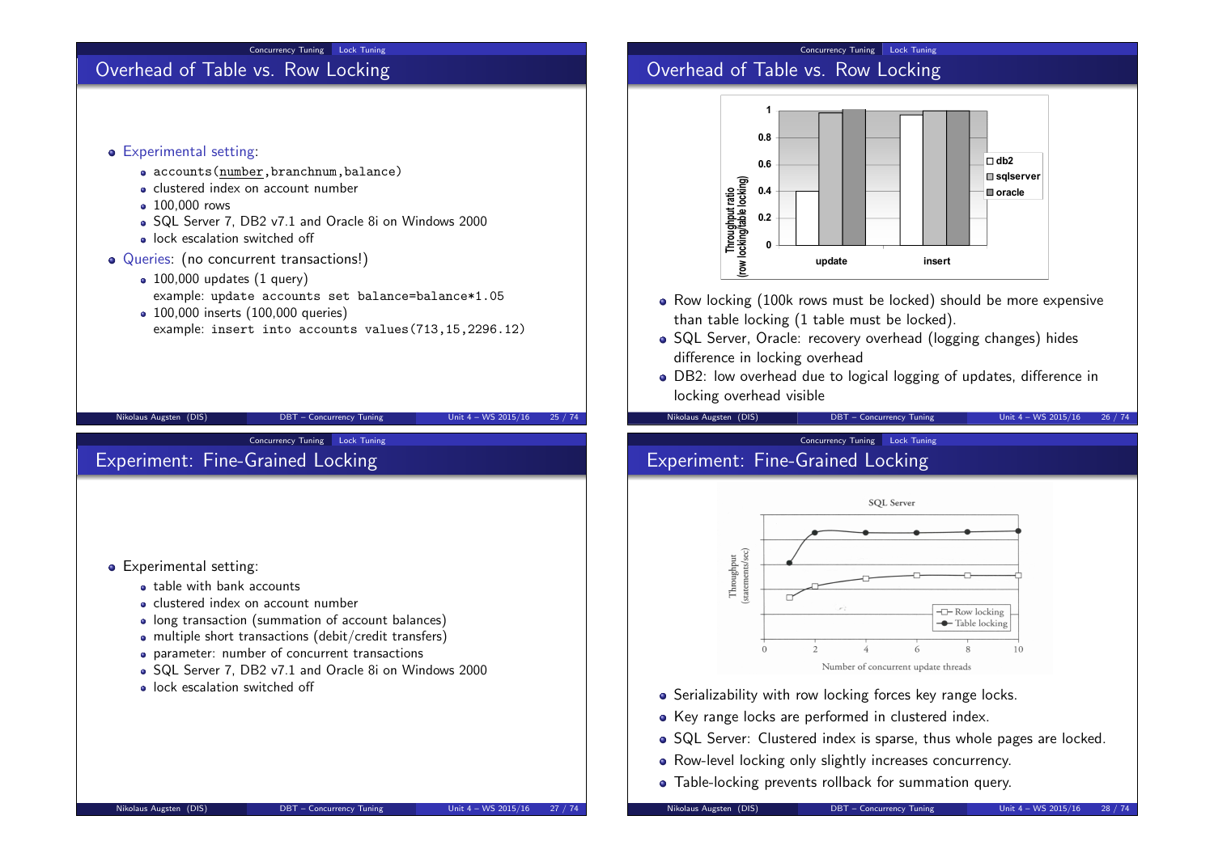## Overhead of Table vs. Row Locking

- Experimental setting:
  - accounts(<u>number</u>,branchnum,balance)
  - clustered index on account number
  - 100,000 rows
  - SQL Server 7, DB2 v7.1 and Oracle 8i on Windows 2000
  - lock escalation switched off
- Queries: (no concurrent transactions!)
  - 100,000 updates (1 query)
    example: `update accounts set balance=balance*1.05`
  - 100,000 inserts (100,000 queries)
    example: `insert into accounts values(713,15,2296.12)`

## Overhead of Table vs. Row Locking

- Row locking (100k rows must be locked) should be more expensive than table locking (1 table must be locked).
- SQL Server, Oracle: recovery overhead (logging changes) hides difference in locking overhead
- DB2: low overhead due to logical logging of updates, difference in locking overhead visible

## Experiment: Fine-Grained Locking

- Experimental setting:
  - table with bank accounts
  - clustered index on account number
  - long transaction (summation of account balances)
  - multiple short transactions (debit/credit transfers)
  - parameter: number of concurrent transactions
  - SQL Server 7, DB2 v7.1 and Oracle 8i on Windows 2000
  - lock escalation switched off

## Experiment: Fine-Grained Locking

- Serializability with row locking forces key range locks.
- Key range locks are performed in clustered index.
- SQL Server: Clustered index is sparse, thus whole pages are locked.
- Row-level locking only slightly increases concurrency.
- Table-locking prevents rollback for summation query.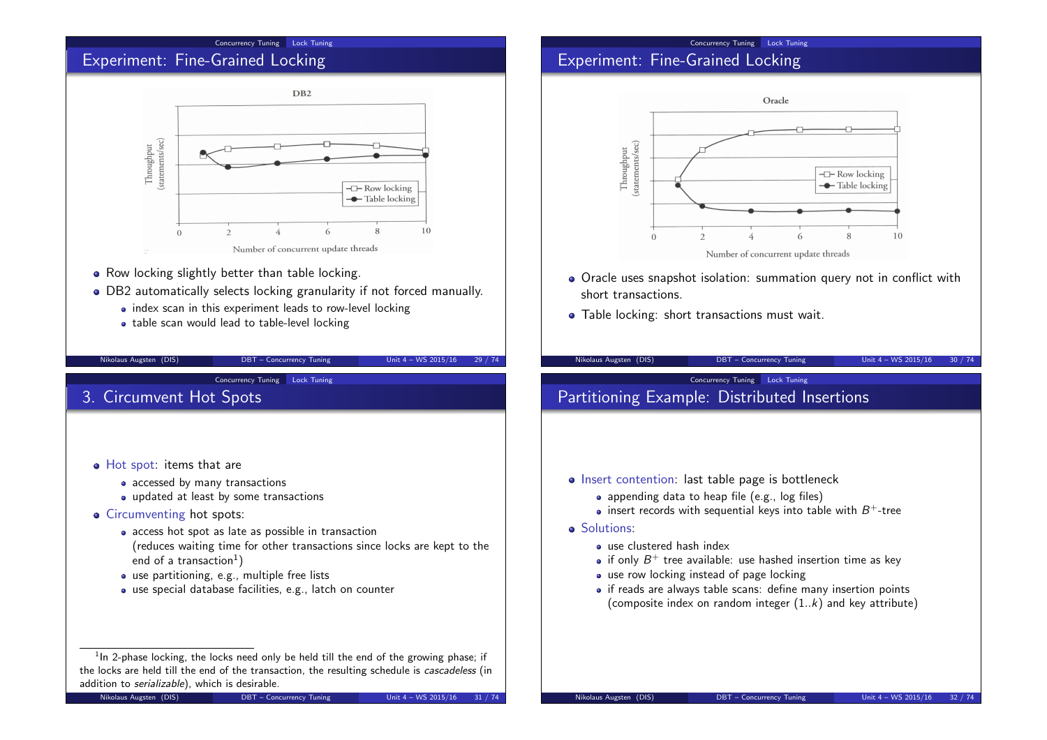## Experiment: Fine-Grained Locking

- Row locking slightly better than table locking.
- DB2 automatically selects locking granularity if not forced manually.
  - index scan in this experiment leads to row-level locking
  - table scan would lead to table-level locking

## Experiment: Fine-Grained Locking

- Oracle uses snapshot isolation: summation query not in conflict with short transactions.
- Table locking: short transactions must wait.

## 3. Circumvent Hot Spots

- Hot spot: items that are
  - accessed by many transactions
  - updated at least by some transactions
- Circumventing hot spots:
  - access hot spot as late as possible in transaction (reduces waiting time for other transactions since locks are kept to the end of a transaction[1])
  - use partitioning, e.g., multiple free lists
  - use special database facilities, e.g., latch on counter

[1] In 2-phase locking, the locks need only be held till the end of the growing phase; if the locks are held till the end of the transaction, the resulting schedule is *cascadeless* (in addition to *serializable*), which is desirable.

## Partitioning Example: Distributed Insertions

- Insert contention: last table page is bottleneck
  - appending data to heap file (e.g., log files)
  - insert records with sequential keys into table with $B^+$-tree
- Solutions:
  - use clustered hash index
  - if only $B^+$ tree available: use hashed insertion time as key
  - use row locking instead of page locking
  - if reads are always table scans: define many insertion points (composite index on random integer ($1..k$) and key attribute)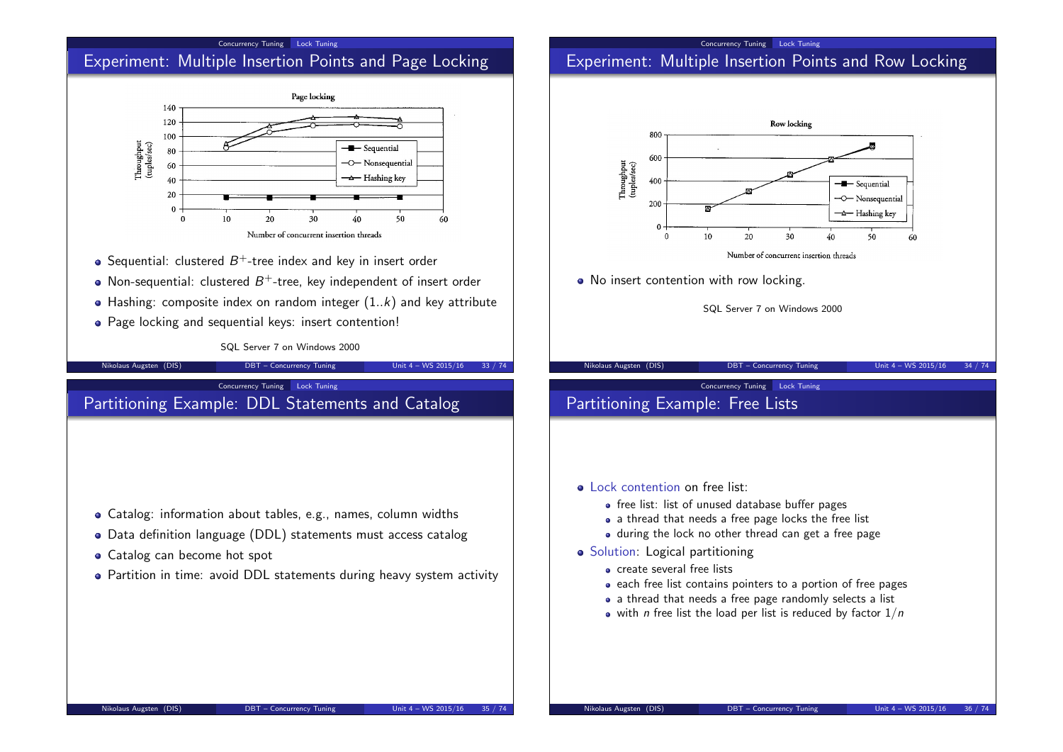## Experiment: Multiple Insertion Points and Page Locking

- Sequential: clustered $B^+$-tree index and key in insert order
- Non-sequential: clustered $B^+$-tree, key independent of insert order
- Hashing: composite index on random integer (1..$k$) and key attribute
- Page locking and sequential keys: insert contention!

SQL Server 7 on Windows 2000

## Experiment: Multiple Insertion Points and Row Locking

- No insert contention with row locking.

SQL Server 7 on Windows 2000

## Partitioning Example: DDL Statements and Catalog

- Catalog: information about tables, e.g., names, column widths
- Data definition language (DDL) statements must access catalog
- Catalog can become hot spot
- Partition in time: avoid DDL statements during heavy system activity

## Partitioning Example: Free Lists

- Lock contention on free list:
  - free list: list of unused database buffer pages
  - a thread that needs a free page locks the free list
  - during the lock no other thread can get a free page
- Solution: Logical partitioning
  - create several free lists
  - each free list contains pointers to a portion of free pages
  - a thread that needs a free page randomly selects a list
  - with $n$ free list the load per list is reduced by factor $1/n$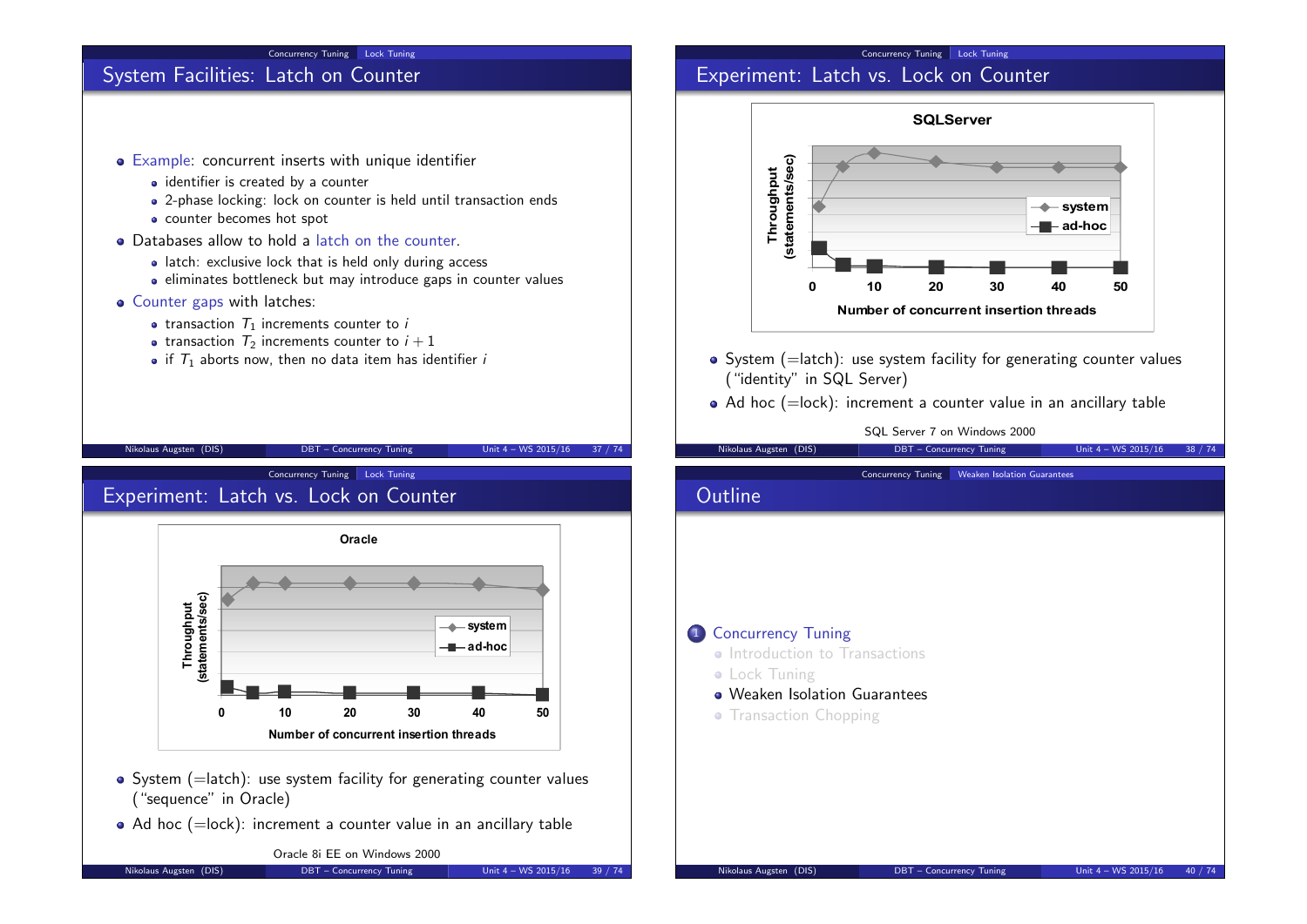## System Facilities: Latch on Counter

- Example: concurrent inserts with unique identifier
  - identifier is created by a counter
  - 2-phase locking: lock on counter is held until transaction ends
  - counter becomes hot spot
- Databases allow to hold a latch on the counter.
  - latch: exclusive lock that is held only during access
  - eliminates bottleneck but may introduce gaps in counter values
- Counter gaps with latches:
  - transaction $T_1$ increments counter to $i$
  - transaction $T_2$ increments counter to $i + 1$
  - if $T_1$ aborts now, then no data item has identifier $i$

## Experiment: Latch vs. Lock on Counter

**SQLServer**

Throughput (statements/sec) vs. Number of concurrent insertion threads (0, 10, 20, 30, 40, 50); series: system, ad-hoc

- System (=latch): use system facility for generating counter values ("identity" in SQL Server)
- Ad hoc (=lock): increment a counter value in an ancillary table

SQL Server 7 on Windows 2000

## Experiment: Latch vs. Lock on Counter

**Oracle**

Throughput (statements/sec) vs. Number of concurrent insertion threads (0, 10, 20, 30, 40, 50); series: system, ad-hoc

- System (=latch): use system facility for generating counter values ("sequence" in Oracle)
- Ad hoc (=lock): increment a counter value in an ancillary table

Oracle 8i EE on Windows 2000

## Outline

1. Concurrency Tuning
   - Introduction to Transactions
   - Lock Tuning
   - Weaken Isolation Guarantees
   - Transaction Chopping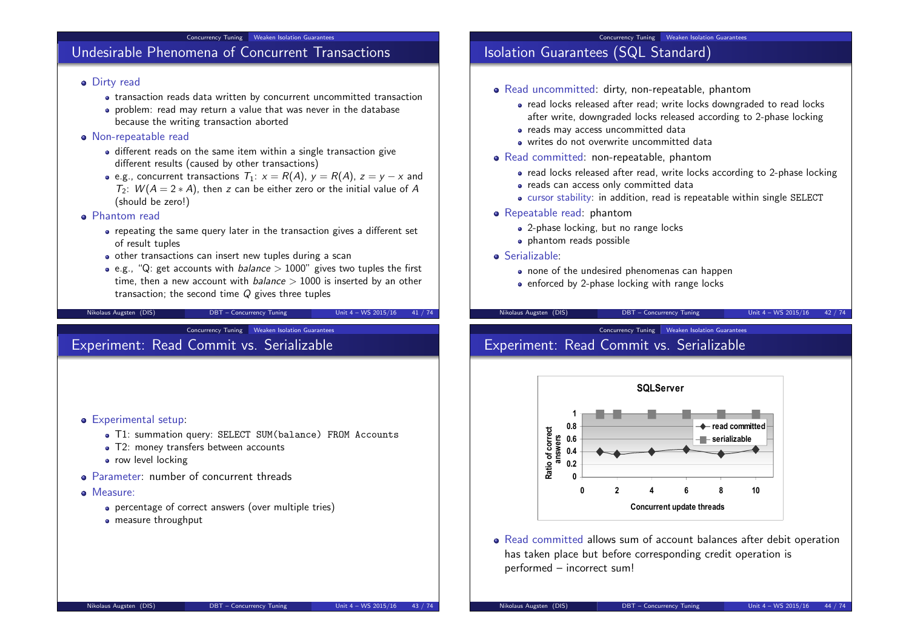## Undesirable Phenomena of Concurrent Transactions

- Dirty read
  - transaction reads data written by concurrent uncommitted transaction
  - problem: read may return a value that was never in the database because the writing transaction aborted
- Non-repeatable read
  - different reads on the same item within a single transaction give different results (caused by other transactions)
  - e.g., concurrent transactions $T_1$: $x = R(A)$, $y = R(A)$, $z = y - x$ and $T_2$: $W(A = 2 * A)$, then $z$ can be either zero or the initial value of $A$ (should be zero!)
- Phantom read
  - repeating the same query later in the transaction gives a different set of result tuples
  - other transactions can insert new tuples during a scan
  - e.g., "Q: get accounts with *balance* > 1000" gives two tuples the first time, then a new account with *balance* > 1000 is inserted by an other transaction; the second time $Q$ gives three tuples

## Isolation Guarantees (SQL Standard)

- Read uncommitted: dirty, non-repeatable, phantom
  - read locks released after read; write locks downgraded to read locks after write, downgraded locks released according to 2-phase locking
  - reads may access uncommitted data
  - writes do not overwrite uncommitted data
- Read committed: non-repeatable, phantom
  - read locks released after read, write locks according to 2-phase locking
  - reads can access only committed data
  - cursor stability: in addition, read is repeatable within single SELECT
- Repeatable read: phantom
  - 2-phase locking, but no range locks
  - phantom reads possible
- Serializable:
  - none of the undesired phenomenas can happen
  - enforced by 2-phase locking with range locks

## Experiment: Read Commit vs. Serializable

- Experimental setup:
  - T1: summation query: `SELECT SUM(balance) FROM Accounts`
  - T2: money transfers between accounts
  - row level locking
- Parameter: number of concurrent threads
- Measure:
  - percentage of correct answers (over multiple tries)
  - measure throughput

## Experiment: Read Commit vs. Serializable

**SQLServer**

| Concurrent update threads | read committed | serializable |
|---|---|---|
| 1 | ~0.4 | 1 |
| 2 | ~0.37 | 1 |
| 4 | ~0.4 | 1 |
| 6 | ~0.43 | 1 |
| 8 | ~0.37 | 1 |
| 10 | ~0.43 | 1 |

(y-axis: Ratio of correct answers)

- Read committed allows sum of account balances after debit operation has taken place but before corresponding credit operation is performed – incorrect sum!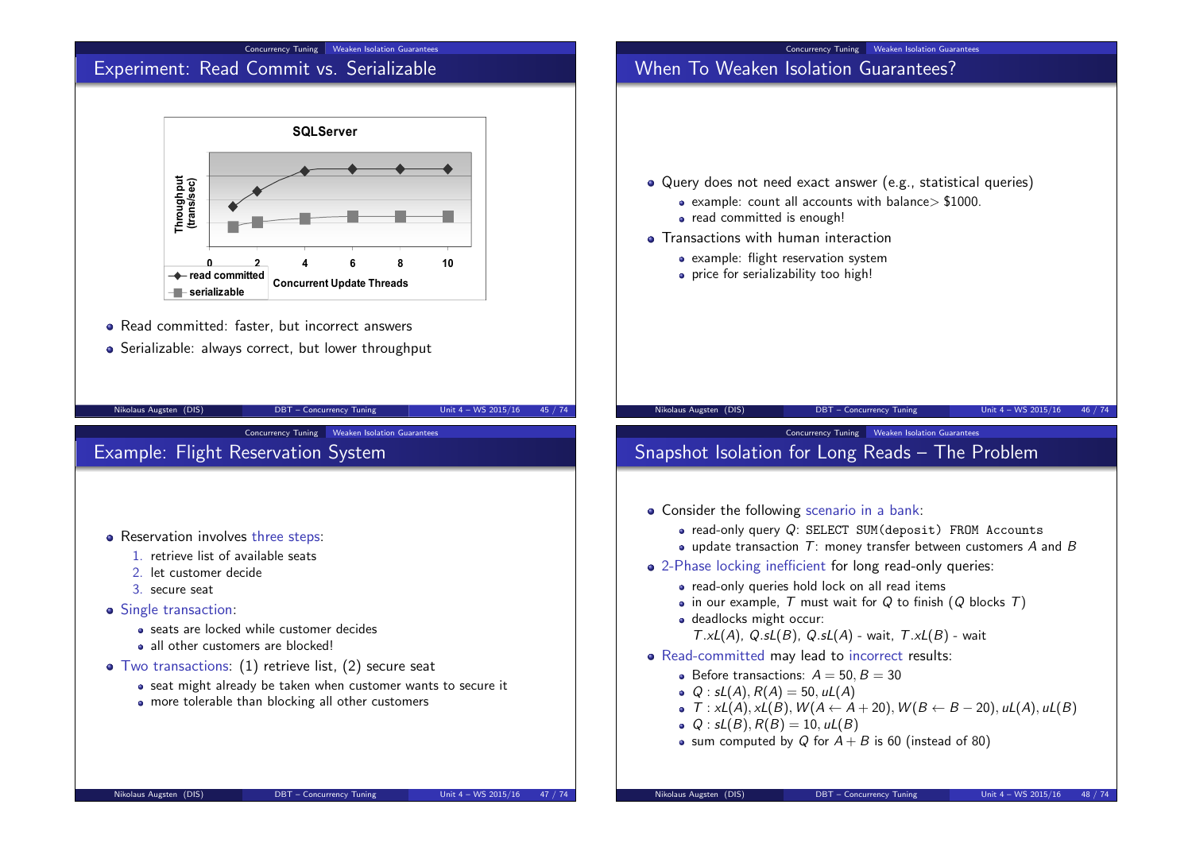## Experiment: Read Commit vs. Serializable

**SQLServer**

Throughput (trans/sec) vs. Concurrent Update Threads (0, 2, 4, 6, 8, 10)

- read committed
- serializable

- Read committed: faster, but incorrect answers
- Serializable: always correct, but lower throughput

## When To Weaken Isolation Guarantees?

- Query does not need exact answer (e.g., statistical queries)
  - example: count all accounts with balance> \$1000.
  - read committed is enough!
- Transactions with human interaction
  - example: flight reservation system
  - price for serializability too high!

## Example: Flight Reservation System

- Reservation involves three steps:
  1. retrieve list of available seats
  2. let customer decide
  3. secure seat
- Single transaction:
  - seats are locked while customer decides
  - all other customers are blocked!
- Two transactions: (1) retrieve list, (2) secure seat
  - seat might already be taken when customer wants to secure it
  - more tolerable than blocking all other customers

## Snapshot Isolation for Long Reads – The Problem

- Consider the following scenario in a bank:
  - read-only query $Q$: `SELECT SUM(deposit) FROM Accounts`
  - update transaction $T$: money transfer between customers $A$ and $B$
- 2-Phase locking inefficient for long read-only queries:
  - read-only queries hold lock on all read items
  - in our example, $T$ must wait for $Q$ to finish ($Q$ blocks $T$)
  - deadlocks might occur:
    $T.xL(A)$, $Q.sL(B)$, $Q.sL(A)$ - wait, $T.xL(B)$ - wait
- Read-committed may lead to incorrect results:
  - Before transactions: $A = 50, B = 30$
  - $Q : sL(A), R(A) = 50, uL(A)$
  - $T : xL(A), xL(B), W(A \leftarrow A + 20), W(B \leftarrow B - 20), uL(A), uL(B)$
  - $Q : sL(B), R(B) = 10, uL(B)$
  - sum computed by $Q$ for $A + B$ is 60 (instead of 80)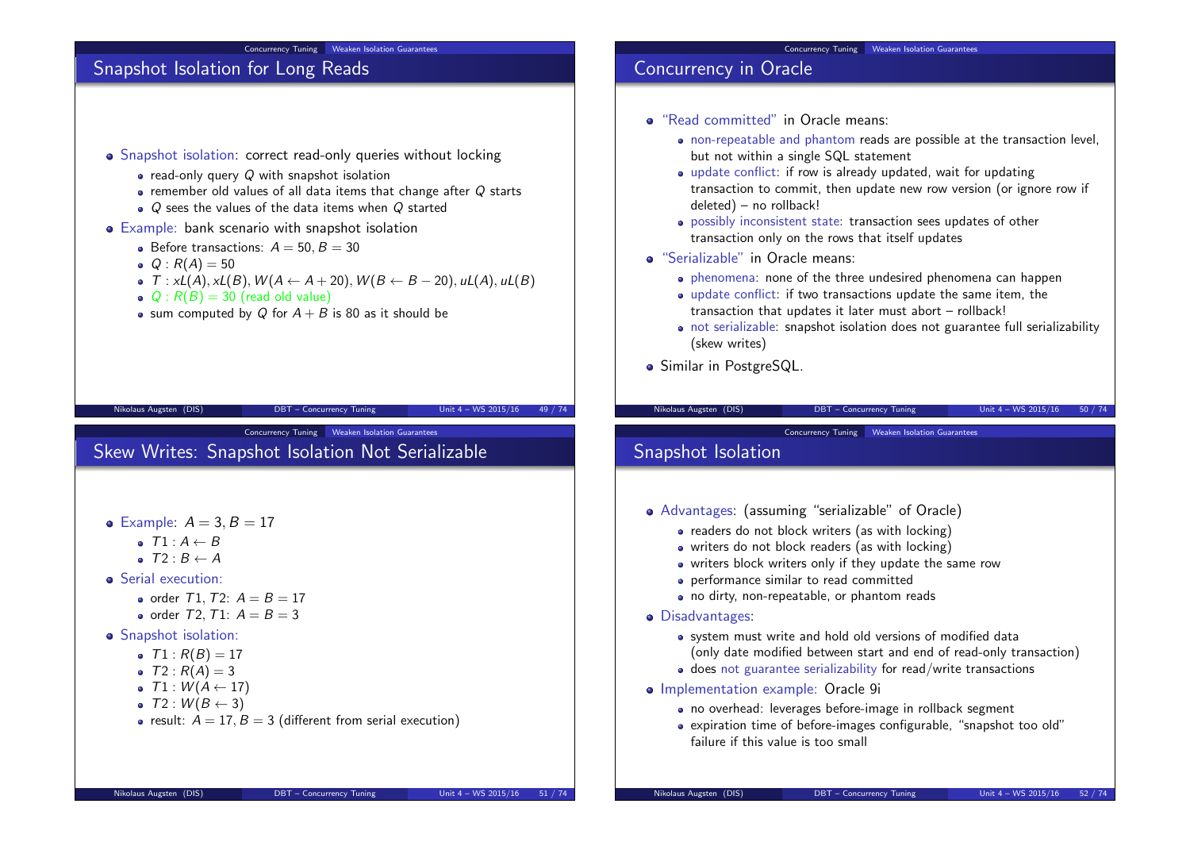## Snapshot Isolation for Long Reads

- Snapshot isolation: correct read-only queries without locking
  - read-only query $Q$ with snapshot isolation
  - remember old values of all data items that change after $Q$ starts
  - $Q$ sees the values of the data items when $Q$ started
- Example: bank scenario with snapshot isolation
  - Before transactions: $A = 50, B = 30$
  - $Q : R(A) = 50$
  - $T : xL(A), xL(B), W(A \leftarrow A + 20), W(B \leftarrow B - 20), uL(A), uL(B)$
  - $Q : R(B) = 30$ (read old value)
  - sum computed by $Q$ for $A + B$ is 80 as it should be

## Concurrency in Oracle

- "Read committed" in Oracle means:
  - non-repeatable and phantom reads are possible at the transaction level, but not within a single SQL statement
  - update conflict: if row is already updated, wait for updating transaction to commit, then update new row version (or ignore row if deleted) – no rollback!
  - possibly inconsistent state: transaction sees updates of other transaction only on the rows that itself updates
- "Serializable" in Oracle means:
  - phenomena: none of the three undesired phenomena can happen
  - update conflict: if two transactions update the same item, the transaction that updates it later must abort – rollback!
  - not serializable: snapshot isolation does not guarantee full serializability (skew writes)
- Similar in PostgreSQL.

## Skew Writes: Snapshot Isolation Not Serializable

- Example: $A = 3, B = 17$
  - $T1 : A \leftarrow B$
  - $T2 : B \leftarrow A$
- Serial execution:
  - order $T1, T2$: $A = B = 17$
  - order $T2, T1$: $A = B = 3$
- Snapshot isolation:
  - $T1 : R(B) = 17$
  - $T2 : R(A) = 3$
  - $T1 : W(A \leftarrow 17)$
  - $T2 : W(B \leftarrow 3)$
  - result: $A = 17, B = 3$ (different from serial execution)

## Snapshot Isolation

- Advantages: (assuming "serializable" of Oracle)
  - readers do not block writers (as with locking)
  - writers do not block readers (as with locking)
  - writers block writers only if they update the same row
  - performance similar to read committed
  - no dirty, non-repeatable, or phantom reads
- Disadvantages:
  - system must write and hold old versions of modified data (only date modified between start and end of read-only transaction)
  - does not guarantee serializability for read/write transactions
- Implementation example: Oracle 9i
  - no overhead: leverages before-image in rollback segment
  - expiration time of before-images configurable, "snapshot too old" failure if this value is too small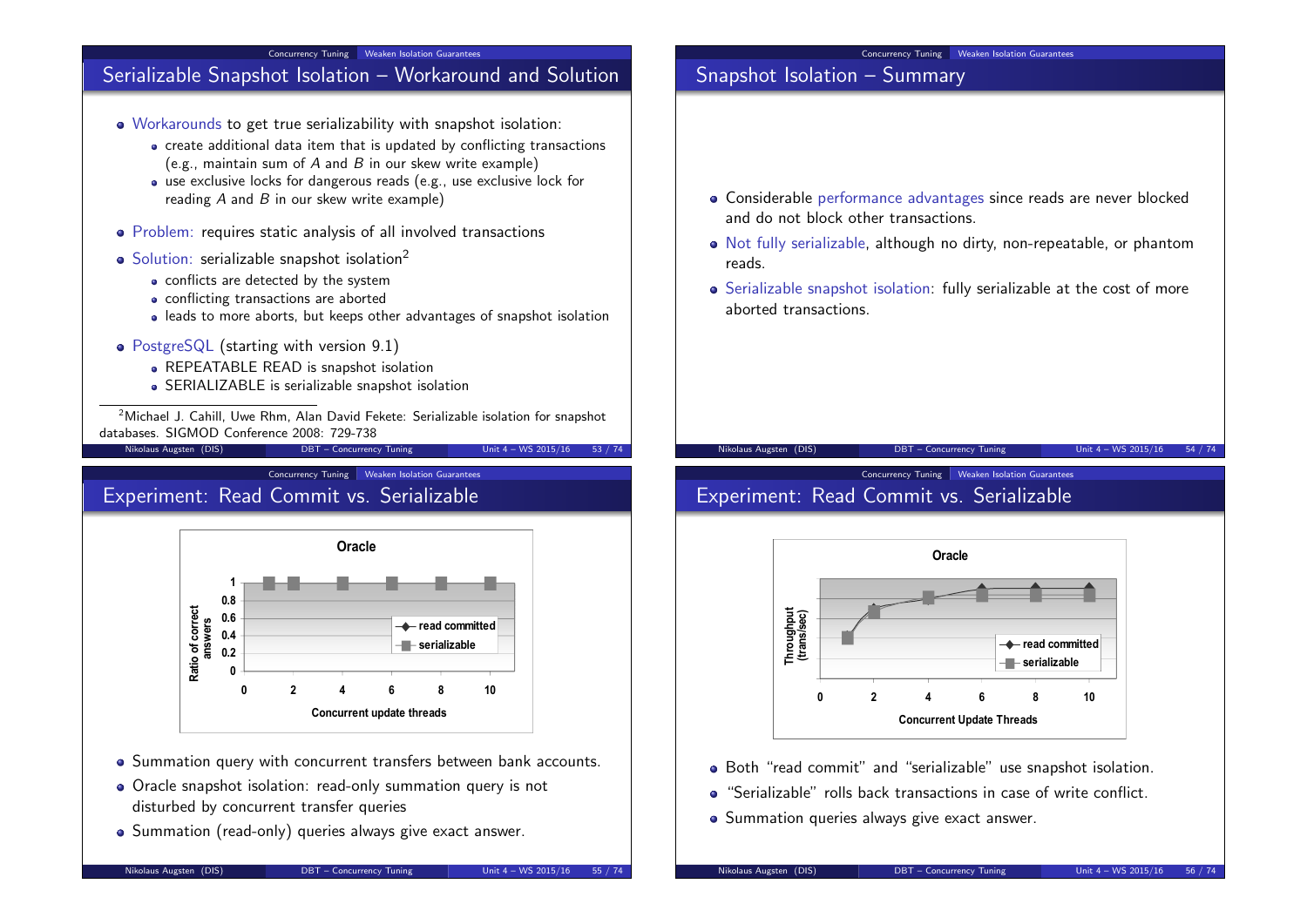## Serializable Snapshot Isolation – Workaround and Solution

- Workarounds to get true serializability with snapshot isolation:
  - create additional data item that is updated by conflicting transactions (e.g., maintain sum of $A$ and $B$ in our skew write example)
  - use exclusive locks for dangerous reads (e.g., use exclusive lock for reading $A$ and $B$ in our skew write example)
- Problem: requires static analysis of all involved transactions
- Solution: serializable snapshot isolation[2]
  - conflicts are detected by the system
  - conflicting transactions are aborted
  - leads to more aborts, but keeps other advantages of snapshot isolation
- PostgreSQL (starting with version 9.1)
  - REPEATABLE READ is snapshot isolation
  - SERIALIZABLE is serializable snapshot isolation

[2] Michael J. Cahill, Uwe Rhm, Alan David Fekete: Serializable isolation for snapshot databases. SIGMOD Conference 2008: 729-738

## Snapshot Isolation – Summary

- Considerable performance advantages since reads are never blocked and do not block other transactions.
- Not fully serializable, although no dirty, non-repeatable, or phantom reads.
- Serializable snapshot isolation: fully serializable at the cost of more aborted transactions.

## Experiment: Read Commit vs. Serializable

**Oracle**

(Chart: Ratio of correct answers vs. Concurrent update threads; legend: read committed, serializable)

- Summation query with concurrent transfers between bank accounts.
- Oracle snapshot isolation: read-only summation query is not disturbed by concurrent transfer queries
- Summation (read-only) queries always give exact answer.

## Experiment: Read Commit vs. Serializable

**Oracle**

(Chart: Throughput (trans/sec) vs. Concurrent Update Threads; legend: read committed, serializable)

- Both "read commit" and "serializable" use snapshot isolation.
- "Serializable" rolls back transactions in case of write conflict.
- Summation queries always give exact answer.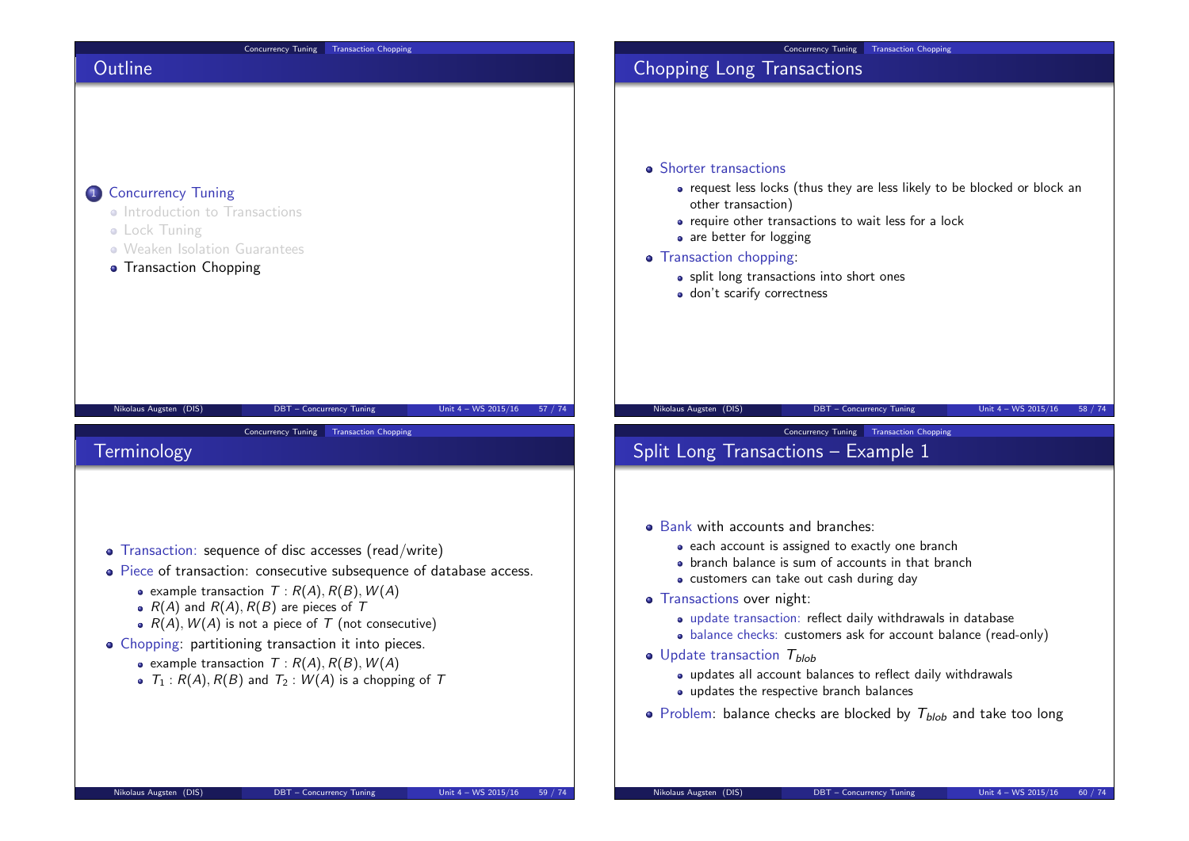## Outline

1. Concurrency Tuning
   - Introduction to Transactions
   - Lock Tuning
   - Weaken Isolation Guarantees
   - Transaction Chopping

## Chopping Long Transactions

- Shorter transactions
  - request less locks (thus they are less likely to be blocked or block an other transaction)
  - require other transactions to wait less for a lock
  - are better for logging
- Transaction chopping:
  - split long transactions into short ones
  - don't scarify correctness

## Terminology

- Transaction: sequence of disc accesses (read/write)
- Piece of transaction: consecutive subsequence of database access.
  - example transaction $T : R(A), R(B), W(A)$
  - $R(A)$ and $R(A), R(B)$ are pieces of $T$
  - $R(A), W(A)$ is not a piece of $T$ (not consecutive)
- Chopping: partitioning transaction it into pieces.
  - example transaction $T : R(A), R(B), W(A)$
  - $T_1 : R(A), R(B)$ and $T_2 : W(A)$ is a chopping of $T$

## Split Long Transactions – Example 1

- Bank with accounts and branches:
  - each account is assigned to exactly one branch
  - branch balance is sum of accounts in that branch
  - customers can take out cash during day
- Transactions over night:
  - update transaction: reflect daily withdrawals in database
  - balance checks: customers ask for account balance (read-only)
- Update transaction $T_{blob}$
  - updates all account balances to reflect daily withdrawals
  - updates the respective branch balances
- Problem: balance checks are blocked by $T_{blob}$ and take too long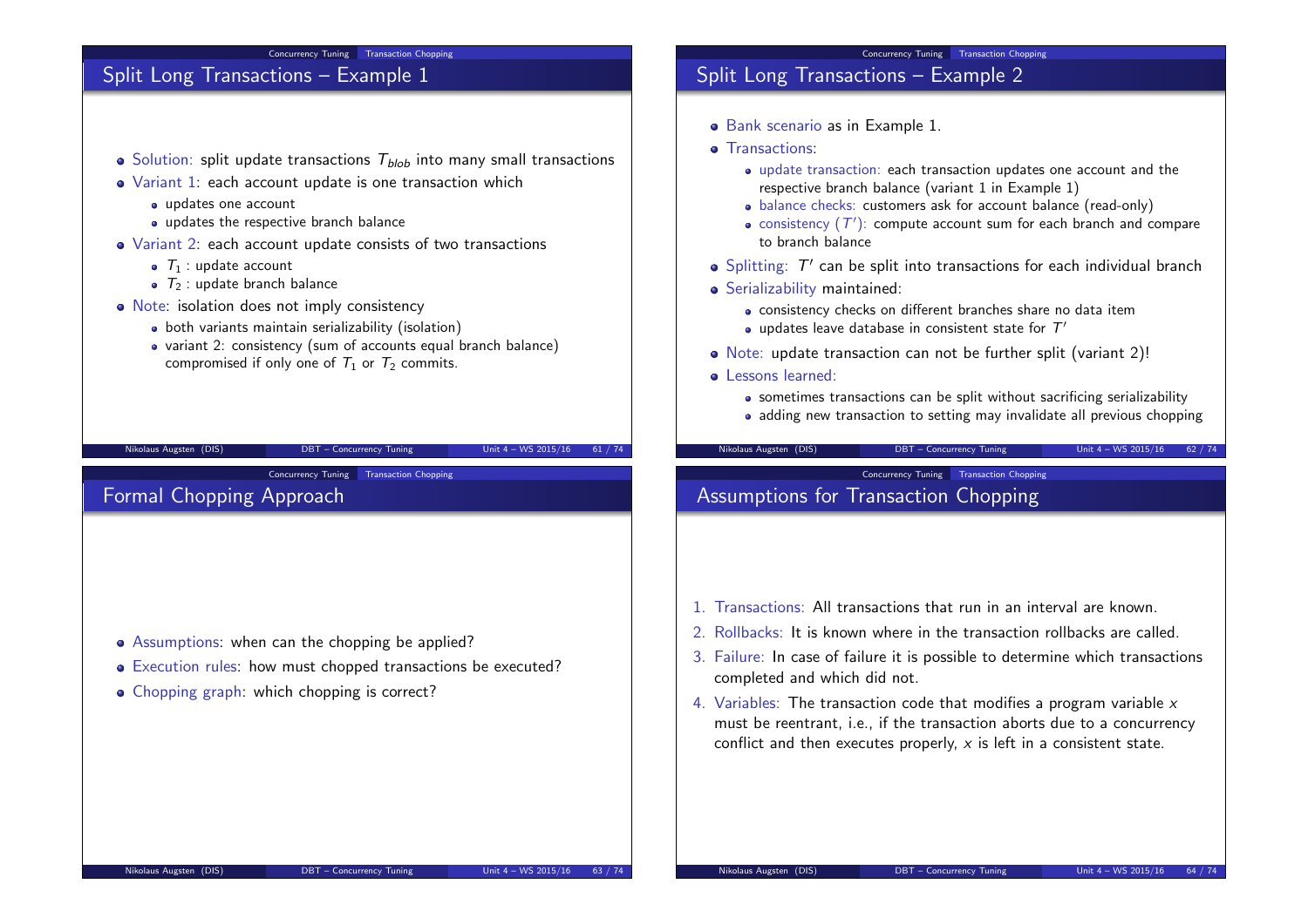## Split Long Transactions – Example 1

- Solution: split update transactions $T_{blob}$ into many small transactions
- Variant 1: each account update is one transaction which
  - updates one account
  - updates the respective branch balance
- Variant 2: each account update consists of two transactions
  - $T_1$ : update account
  - $T_2$ : update branch balance
- Note: isolation does not imply consistency
  - both variants maintain serializability (isolation)
  - variant 2: consistency (sum of accounts equal branch balance) compromised if only one of $T_1$ or $T_2$ commits.

## Split Long Transactions – Example 2

- Bank scenario as in Example 1.
- Transactions:
  - update transaction: each transaction updates one account and the respective branch balance (variant 1 in Example 1)
  - balance checks: customers ask for account balance (read-only)
  - consistency ($T'$): compute account sum for each branch and compare to branch balance
- Splitting: $T'$ can be split into transactions for each individual branch
- Serializability maintained:
  - consistency checks on different branches share no data item
  - updates leave database in consistent state for $T'$
- Note: update transaction can not be further split (variant 2)!
- Lessons learned:
  - sometimes transactions can be split without sacrificing serializability
  - adding new transaction to setting may invalidate all previous chopping

## Formal Chopping Approach

- Assumptions: when can the chopping be applied?
- Execution rules: how must chopped transactions be executed?
- Chopping graph: which chopping is correct?

## Assumptions for Transaction Chopping

1. Transactions: All transactions that run in an interval are known.
2. Rollbacks: It is known where in the transaction rollbacks are called.
3. Failure: In case of failure it is possible to determine which transactions completed and which did not.
4. Variables: The transaction code that modifies a program variable $x$ must be reentrant, i.e., if the transaction aborts due to a concurrency conflict and then executes properly, $x$ is left in a consistent state.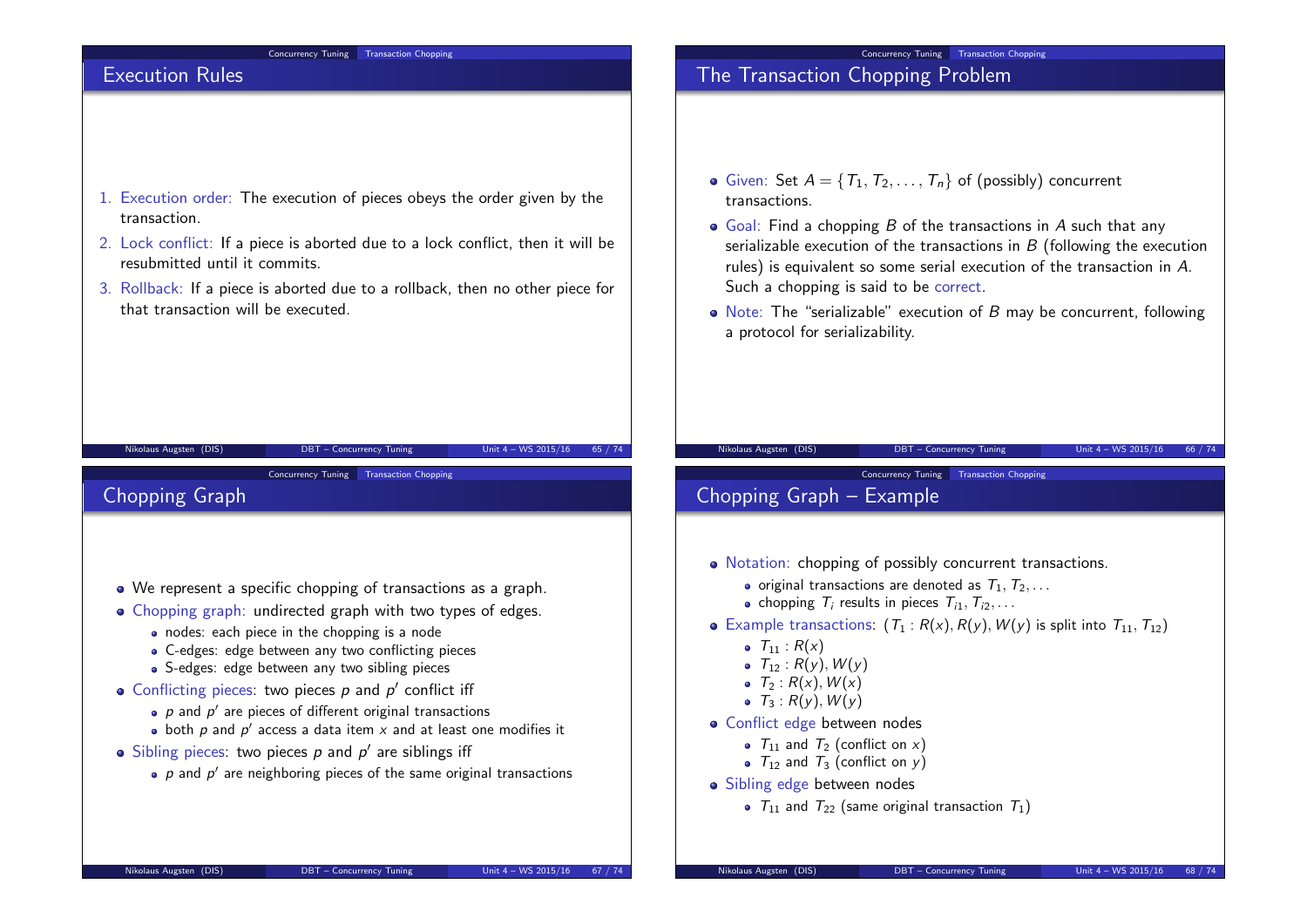## Execution Rules

1. Execution order: The execution of pieces obeys the order given by the transaction.
2. Lock conflict: If a piece is aborted due to a lock conflict, then it will be resubmitted until it commits.
3. Rollback: If a piece is aborted due to a rollback, then no other piece for that transaction will be executed.

## The Transaction Chopping Problem

- Given: Set $A = \{T_1, T_2, \ldots, T_n\}$ of (possibly) concurrent transactions.
- Goal: Find a chopping $B$ of the transactions in $A$ such that any serializable execution of the transactions in $B$ (following the execution rules) is equivalent so some serial execution of the transaction in $A$. Such a chopping is said to be correct.
- Note: The "serializable" execution of $B$ may be concurrent, following a protocol for serializability.

## Chopping Graph

- We represent a specific chopping of transactions as a graph.
- Chopping graph: undirected graph with two types of edges.
  - nodes: each piece in the chopping is a node
  - C-edges: edge between any two conflicting pieces
  - S-edges: edge between any two sibling pieces
- Conflicting pieces: two pieces $p$ and $p'$ conflict iff
  - $p$ and $p'$ are pieces of different original transactions
  - both $p$ and $p'$ access a data item $x$ and at least one modifies it
- Sibling pieces: two pieces $p$ and $p'$ are siblings iff
  - $p$ and $p'$ are neighboring pieces of the same original transactions

## Chopping Graph – Example

- Notation: chopping of possibly concurrent transactions.
  - original transactions are denoted as $T_1, T_2, \ldots$
  - chopping $T_i$ results in pieces $T_{i1}, T_{i2}, \ldots$
- Example transactions: ($T_1 : R(x), R(y), W(y)$ is split into $T_{11}$, $T_{12}$)
  - $T_{11} : R(x)$
  - $T_{12} : R(y), W(y)$
  - $T_2 : R(x), W(x)$
  - $T_3 : R(y), W(y)$
- Conflict edge between nodes
  - $T_{11}$ and $T_2$ (conflict on $x$)
  - $T_{12}$ and $T_3$ (conflict on $y$)
- Sibling edge between nodes
  - $T_{11}$ and $T_{22}$ (same original transaction $T_1$)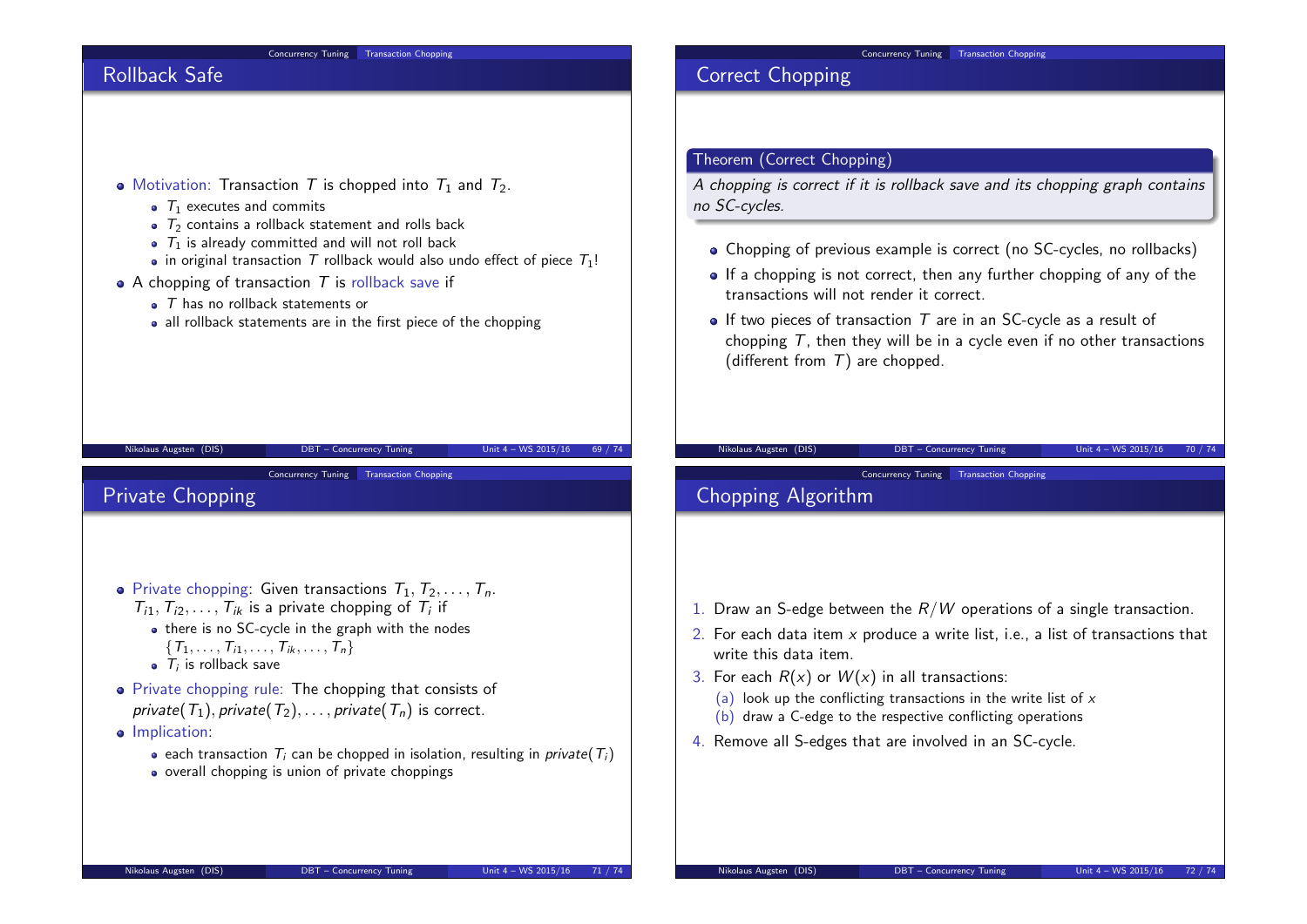## Rollback Safe

- Motivation: Transaction $T$ is chopped into $T_1$ and $T_2$.
  - $T_1$ executes and commits
  - $T_2$ contains a rollback statement and rolls back
  - $T_1$ is already committed and will not roll back
  - in original transaction $T$ rollback would also undo effect of piece $T_1$!
- A chopping of transaction $T$ is rollback save if
  - $T$ has no rollback statements or
  - all rollback statements are in the first piece of the chopping

## Correct Chopping

**Theorem (Correct Chopping)**

*A chopping is correct if it is rollback save and its chopping graph contains no SC-cycles.*

- Chopping of previous example is correct (no SC-cycles, no rollbacks)
- If a chopping is not correct, then any further chopping of any of the transactions will not render it correct.
- If two pieces of transaction $T$ are in an SC-cycle as a result of chopping $T$, then they will be in a cycle even if no other transactions (different from $T$) are chopped.

## Private Chopping

- Private chopping: Given transactions $T_1, T_2, \ldots, T_n$. $T_{i1}, T_{i2}, \ldots, T_{ik}$ is a private chopping of $T_i$ if
  - there is no SC-cycle in the graph with the nodes $\{T_1, \ldots, T_{i1}, \ldots, T_{ik}, \ldots, T_n\}$
  - $T_i$ is rollback save
- Private chopping rule: The chopping that consists of $private(T_1), private(T_2), \ldots, private(T_n)$ is correct.
- Implication:
  - each transaction $T_i$ can be chopped in isolation, resulting in $private(T_i)$
  - overall chopping is union of private choppings

## Chopping Algorithm

1. Draw an S-edge between the $R/W$ operations of a single transaction.
2. For each data item $x$ produce a write list, i.e., a list of transactions that write this data item.
3. For each $R(x)$ or $W(x)$ in all transactions:
   (a) look up the conflicting transactions in the write list of $x$
   (b) draw a C-edge to the respective conflicting operations
4. Remove all S-edges that are involved in an SC-cycle.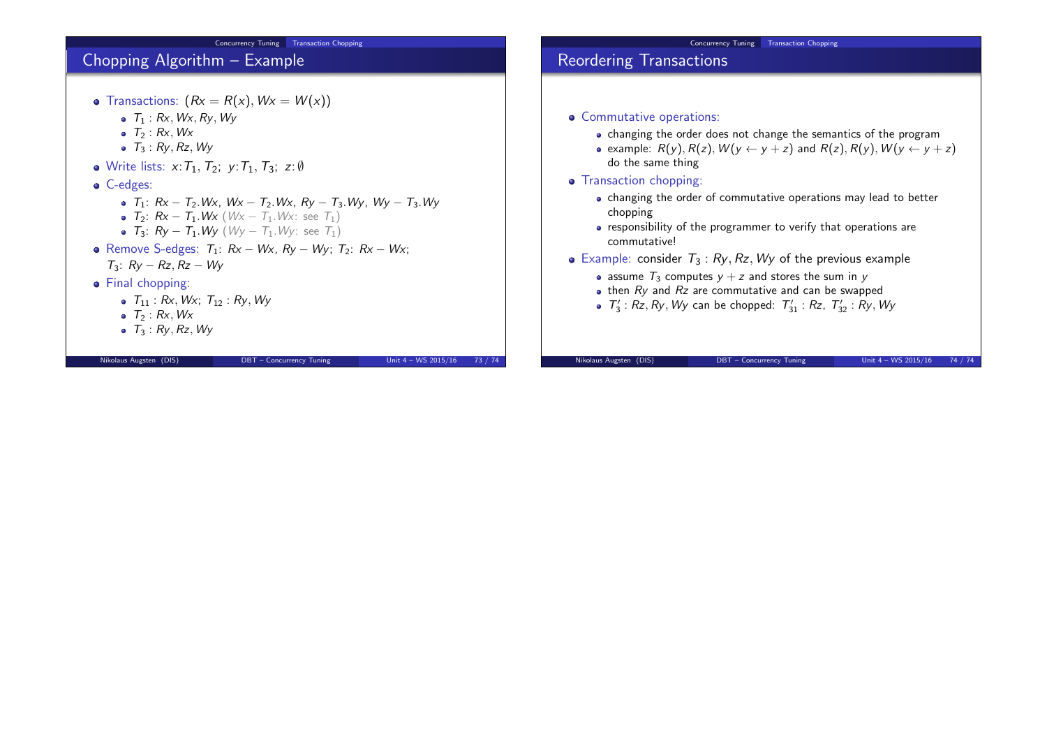## Chopping Algorithm – Example

- Transactions: $(Rx = R(x), Wx = W(x))$
  - $T_1 : Rx, Wx, Ry, Wy$
  - $T_2 : Rx, Wx$
  - $T_3 : Ry, Rz, Wy$
- Write lists: $x{:}T_1, T_2$; $y{:}T_1, T_3$; $z{:}\emptyset$
- C-edges:
  - $T_1$: $Rx - T_2.Wx$, $Wx - T_2.Wx$, $Ry - T_3.Wy$, $Wy - T_3.Wy$
  - $T_2$: $Rx - T_1.Wx$ ($Wx - T_1.Wx$: see $T_1$)
  - $T_3$: $Ry - T_1.Wy$ ($Wy - T_1.Wy$: see $T_1$)
- Remove S-edges: $T_1$: $Rx - Wx$, $Ry - Wy$; $T_2$: $Rx - Wx$; $T_3$: $Ry - Rz, Rz - Wy$
- Final chopping:
  - $T_{11} : Rx, Wx$; $T_{12} : Ry, Wy$
  - $T_2 : Rx, Wx$
  - $T_3 : Ry, Rz, Wy$

## Reordering Transactions

- Commutative operations:
  - changing the order does not change the semantics of the program
  - example: $R(y), R(z), W(y \leftarrow y + z)$ and $R(z), R(y), W(y \leftarrow y + z)$ do the same thing
- Transaction chopping:
  - changing the order of commutative operations may lead to better chopping
  - responsibility of the programmer to verify that operations are commutative!
- Example: consider $T_3 : Ry, Rz, Wy$ of the previous example
  - assume $T_3$ computes $y + z$ and stores the sum in $y$
  - then $Ry$ and $Rz$ are commutative and can be swapped
  - $T_3' : Rz, Ry, Wy$ can be chopped: $T_{31}' : Rz$, $T_{32}' : Ry, Wy$